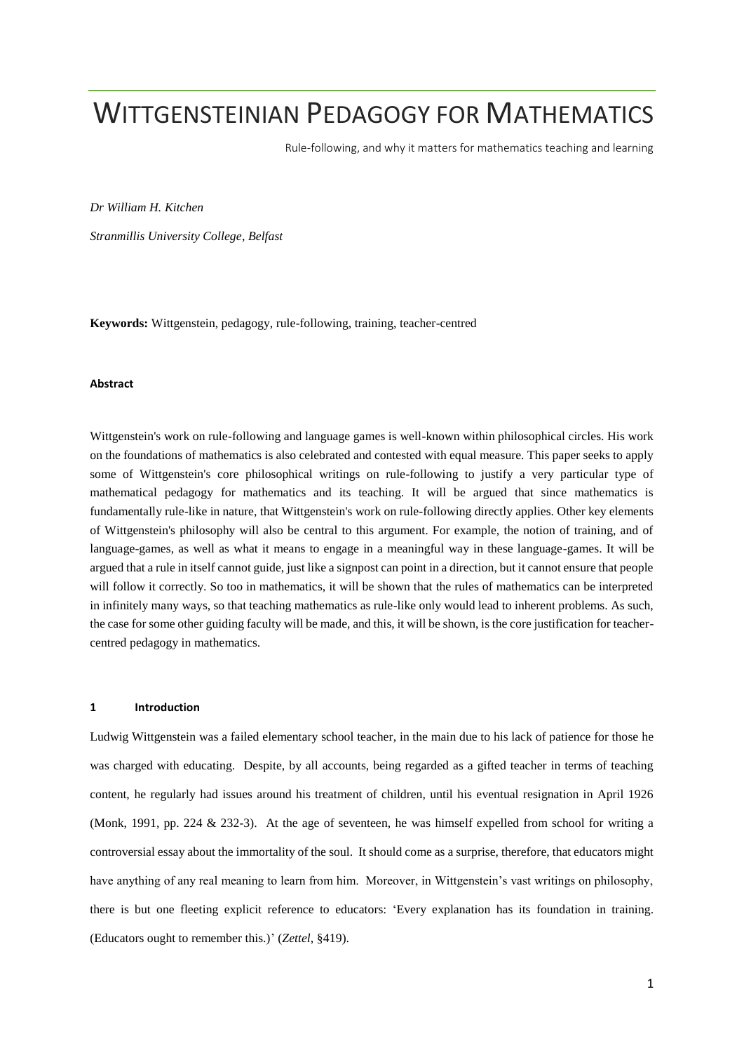# WITTGENSTEINIAN PEDAGOGY FOR MATHEMATICS

Rule-following, and why it matters for mathematics teaching and learning

*Dr William H. Kitchen*

*Stranmillis University College, Belfast*

**Keywords:** Wittgenstein, pedagogy, rule-following, training, teacher-centred

#### Abstract

Wittgenstein's work on rule-following and language games is well-known within philosophical circles. His work on the foundations of mathematics is also celebrated and contested with equal measure. This paper seeks to apply some of Wittgenstein's core philosophical writings on rule-following to justify a very particular type of mathematical pedagogy for mathematics and its teaching. It will be argued that since mathematics is fundamentally rule-like in nature, that Wittgenstein's work on rule-following directly applies. Other key elements of Wittgenstein's philosophy will also be central to this argument. For example, the notion of training, and of language-games, as well as what it means to engage in a meaningful way in these language-games. It will be argued that a rule in itself cannot guide, just like a signpost can point in a direction, but it cannot ensure that people will follow it correctly. So too in mathematics, it will be shown that the rules of mathematics can be interpreted in infinitely many ways, so that teaching mathematics as rule-like only would lead to inherent problems. As such, the case for some other guiding faculty will be made, and this, it will be shown, is the core justification for teacher-centred pedagogy in mathematics.

## 1 Introduction

Ludwig Wittgenstein was a failed elementary school teacher, in the main due to his lack of patience for those he was charged with educating. Despite, by all accounts, being regarded as a gifted teacher in terms of teaching content, he regularly had issues around his treatment of children, until his eventual resignation in April 1926 (Monk, 1991, pp. 224 & 232-3). At the age of seventeen, he was himself expelled from school for writing a controversial essay about the immortality of the soul. It should come as a surprise, therefore, that educators might have anything of any real meaning to learn from him. Moreover, in Wittgenstein's vast writings on philosophy, there is but one fleeting explicit reference to educators: 'Every explanation has its foundation in training. (Educators ought to remember this.)' (*Zettel*, §419).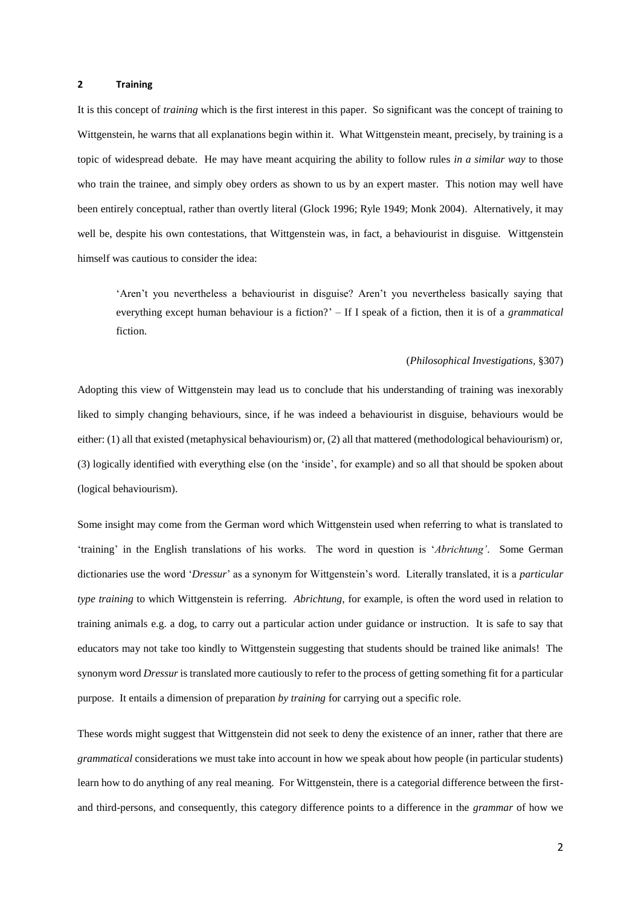## 2 Training

It is this concept of *training* which is the first interest in this paper. So significant was the concept of training to Wittgenstein, he warns that all explanations begin within it. What Wittgenstein meant, precisely, by training is a topic of widespread debate. He may have meant acquiring the ability to follow rules *in a similar way* to those who train the trainee, and simply obey orders as shown to us by an expert master. This notion may well have been entirely conceptual, rather than overtly literal (Glock 1996; Ryle 1949; Monk 2004). Alternatively, it may well be, despite his own contestations, that Wittgenstein was, in fact, a behaviourist in disguise. Wittgenstein himself was cautious to consider the idea:

> 'Aren't you nevertheless a behaviourist in disguise? Aren't you nevertheless basically saying that everything except human behaviour is a fiction?' – If I speak of a fiction, then it is of a *grammatical* fiction.
>
> (*Philosophical Investigations*, §307)

Adopting this view of Wittgenstein may lead us to conclude that his understanding of training was inexorably liked to simply changing behaviours, since, if he was indeed a behaviourist in disguise, behaviours would be either: (1) all that existed (metaphysical behaviourism) or, (2) all that mattered (methodological behaviourism) or, (3) logically identified with everything else (on the 'inside', for example) and so all that should be spoken about (logical behaviourism).

Some insight may come from the German word which Wittgenstein used when referring to what is translated to 'training' in the English translations of his works. The word in question is '*Abrichtung'*. Some German dictionaries use the word '*Dressur*' as a synonym for Wittgenstein's word. Literally translated, it is a *particular type training* to which Wittgenstein is referring. *Abrichtung*, for example, is often the word used in relation to training animals e.g. a dog, to carry out a particular action under guidance or instruction. It is safe to say that educators may not take too kindly to Wittgenstein suggesting that students should be trained like animals! The synonym word *Dressur* is translated more cautiously to refer to the process of getting something fit for a particular purpose. It entails a dimension of preparation *by training* for carrying out a specific role.

These words might suggest that Wittgenstein did not seek to deny the existence of an inner, rather that there are *grammatical* considerations we must take into account in how we speak about how people (in particular students) learn how to do anything of any real meaning. For Wittgenstein, there is a categorial difference between the first- and third-persons, and consequently, this category difference points to a difference in the *grammar* of how we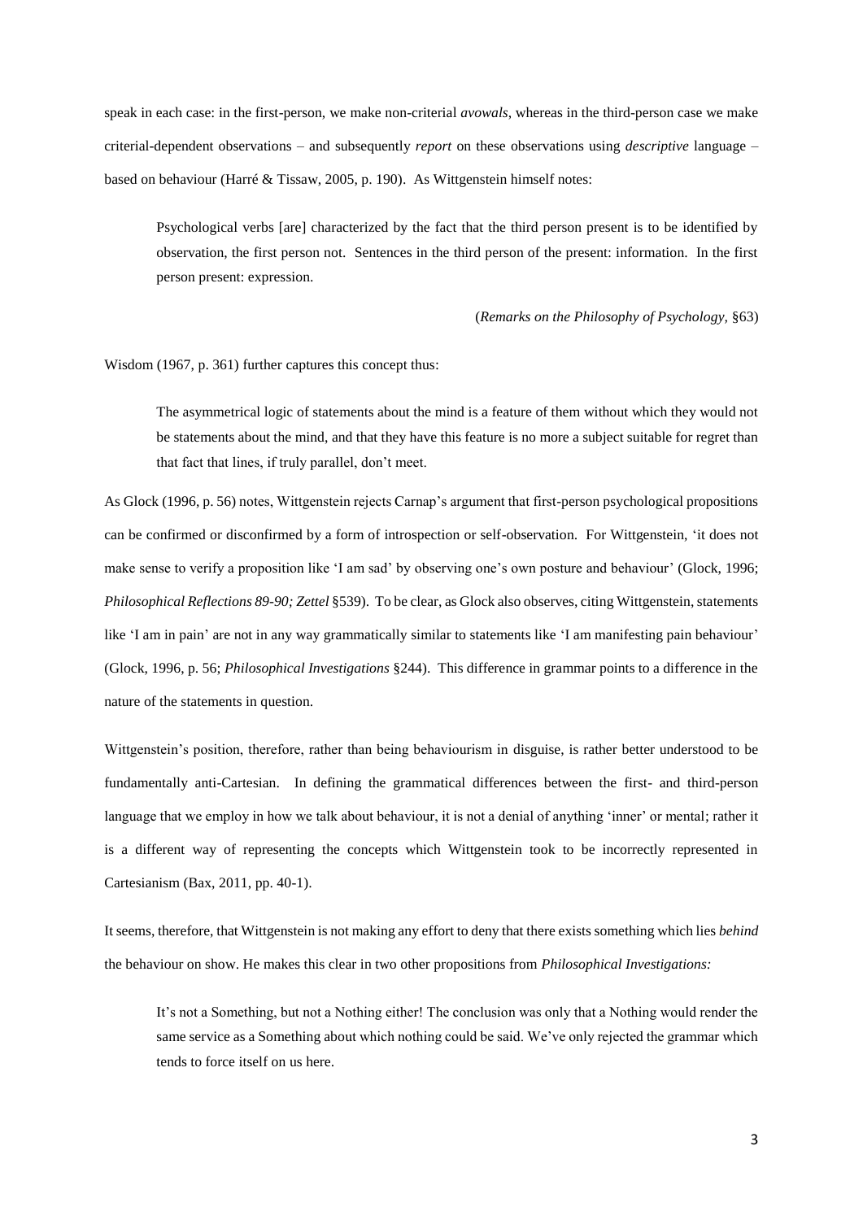speak in each case: in the first-person, we make non-criterial *avowals*, whereas in the third-person case we make criterial-dependent observations – and subsequently *report* on these observations using *descriptive* language – based on behaviour (Harré & Tissaw, 2005, p. 190). As Wittgenstein himself notes:

> Psychological verbs [are] characterized by the fact that the third person present is to be identified by observation, the first person not. Sentences in the third person of the present: information. In the first person present: expression.
>
> (*Remarks on the Philosophy of Psychology,* §63)

Wisdom (1967, p. 361) further captures this concept thus:

> The asymmetrical logic of statements about the mind is a feature of them without which they would not be statements about the mind, and that they have this feature is no more a subject suitable for regret than that fact that lines, if truly parallel, don't meet.

As Glock (1996, p. 56) notes, Wittgenstein rejects Carnap's argument that first-person psychological propositions can be confirmed or disconfirmed by a form of introspection or self-observation. For Wittgenstein, 'it does not make sense to verify a proposition like 'I am sad' by observing one's own posture and behaviour' (Glock, 1996; *Philosophical Reflections 89-90; Zettel* §539). To be clear, as Glock also observes, citing Wittgenstein, statements like 'I am in pain' are not in any way grammatically similar to statements like 'I am manifesting pain behaviour' (Glock, 1996, p. 56; *Philosophical Investigations* §244). This difference in grammar points to a difference in the nature of the statements in question.

Wittgenstein's position, therefore, rather than being behaviourism in disguise, is rather better understood to be fundamentally anti-Cartesian. In defining the grammatical differences between the first- and third-person language that we employ in how we talk about behaviour, it is not a denial of anything 'inner' or mental; rather it is a different way of representing the concepts which Wittgenstein took to be incorrectly represented in Cartesianism (Bax, 2011, pp. 40-1).

It seems, therefore, that Wittgenstein is not making any effort to deny that there exists something which lies *behind* the behaviour on show. He makes this clear in two other propositions from *Philosophical Investigations:*

> It's not a Something, but not a Nothing either! The conclusion was only that a Nothing would render the same service as a Something about which nothing could be said. We've only rejected the grammar which tends to force itself on us here.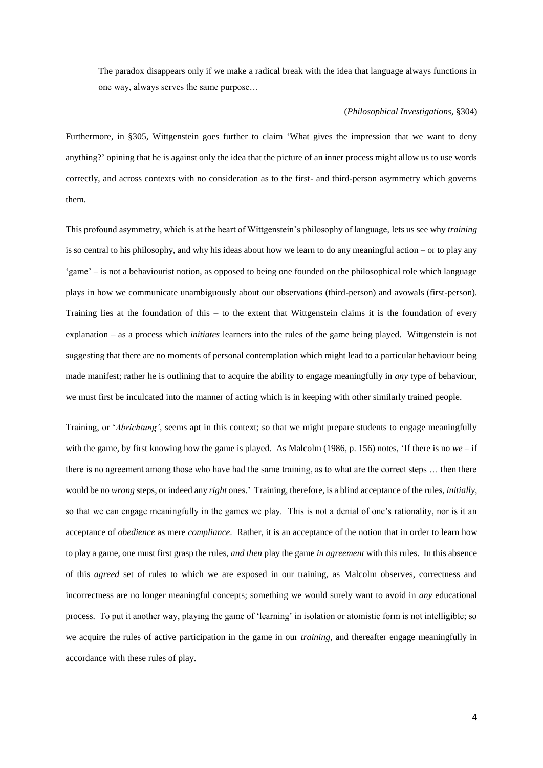> The paradox disappears only if we make a radical break with the idea that language always functions in one way, always serves the same purpose…
>
> (*Philosophical Investigations*, §304)

Furthermore, in §305, Wittgenstein goes further to claim 'What gives the impression that we want to deny anything?' opining that he is against only the idea that the picture of an inner process might allow us to use words correctly, and across contexts with no consideration as to the first- and third-person asymmetry which governs them.

This profound asymmetry, which is at the heart of Wittgenstein's philosophy of language, lets us see why *training* is so central to his philosophy, and why his ideas about how we learn to do any meaningful action – or to play any 'game' – is not a behaviourist notion, as opposed to being one founded on the philosophical role which language plays in how we communicate unambiguously about our observations (third-person) and avowals (first-person). Training lies at the foundation of this – to the extent that Wittgenstein claims it is the foundation of every explanation – as a process which *initiates* learners into the rules of the game being played. Wittgenstein is not suggesting that there are no moments of personal contemplation which might lead to a particular behaviour being made manifest; rather he is outlining that to acquire the ability to engage meaningfully in *any* type of behaviour, we must first be inculcated into the manner of acting which is in keeping with other similarly trained people.

Training, or '*Abrichtung'*, seems apt in this context; so that we might prepare students to engage meaningfully with the game, by first knowing how the game is played. As Malcolm (1986, p. 156) notes, 'If there is no *we* – if there is no agreement among those who have had the same training, as to what are the correct steps … then there would be no *wrong* steps, or indeed any *right* ones.' Training, therefore, is a blind acceptance of the rules, *initially*, so that we can engage meaningfully in the games we play. This is not a denial of one's rationality, nor is it an acceptance of *obedience* as mere *compliance*. Rather, it is an acceptance of the notion that in order to learn how to play a game, one must first grasp the rules, *and then* play the game *in agreement* with this rules. In this absence of this *agreed* set of rules to which we are exposed in our training, as Malcolm observes, correctness and incorrectness are no longer meaningful concepts; something we would surely want to avoid in *any* educational process. To put it another way, playing the game of 'learning' in isolation or atomistic form is not intelligible; so we acquire the rules of active participation in the game in our *training*, and thereafter engage meaningfully in accordance with these rules of play.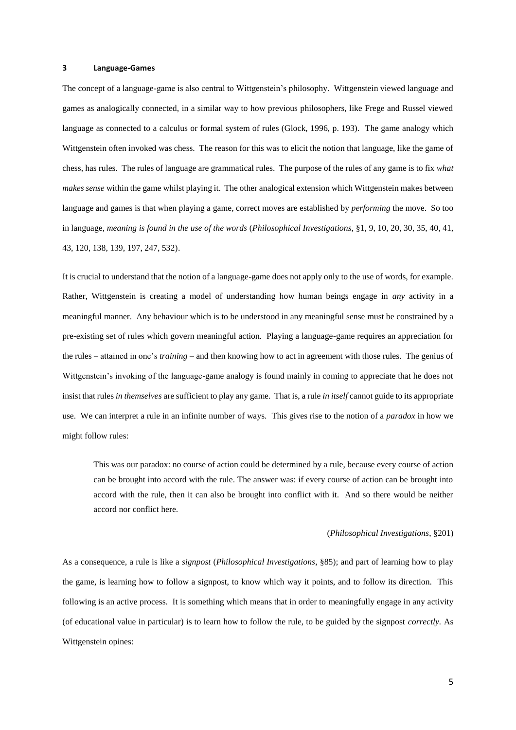## 3 Language-Games

The concept of a language-game is also central to Wittgenstein's philosophy. Wittgenstein viewed language and games as analogically connected, in a similar way to how previous philosophers, like Frege and Russel viewed language as connected to a calculus or formal system of rules (Glock, 1996, p. 193). The game analogy which Wittgenstein often invoked was chess. The reason for this was to elicit the notion that language, like the game of chess, has rules. The rules of language are grammatical rules. The purpose of the rules of any game is to fix *what makes sense* within the game whilst playing it. The other analogical extension which Wittgenstein makes between language and games is that when playing a game, correct moves are established by *performing* the move. So too in language, *meaning is found in the use of the words* (*Philosophical Investigations*, §1, 9, 10, 20, 30, 35, 40, 41, 43, 120, 138, 139, 197, 247, 532).

It is crucial to understand that the notion of a language-game does not apply only to the use of words, for example. Rather, Wittgenstein is creating a model of understanding how human beings engage in *any* activity in a meaningful manner. Any behaviour which is to be understood in any meaningful sense must be constrained by a pre-existing set of rules which govern meaningful action. Playing a language-game requires an appreciation for the rules – attained in one's *training* – and then knowing how to act in agreement with those rules. The genius of Wittgenstein's invoking of the language-game analogy is found mainly in coming to appreciate that he does not insist that rules *in themselves* are sufficient to play any game. That is, a rule *in itself* cannot guide to its appropriate use. We can interpret a rule in an infinite number of ways. This gives rise to the notion of a *paradox* in how we might follow rules:

> This was our paradox: no course of action could be determined by a rule, because every course of action can be brought into accord with the rule. The answer was: if every course of action can be brought into accord with the rule, then it can also be brought into conflict with it. And so there would be neither accord nor conflict here.
>
> (*Philosophical Investigations*, §201)

As a consequence, a rule is like a *signpost* (*Philosophical Investigations*, §85); and part of learning how to play the game, is learning how to follow a signpost, to know which way it points, and to follow its direction. This following is an active process. It is something which means that in order to meaningfully engage in any activity (of educational value in particular) is to learn how to follow the rule, to be guided by the signpost *correctly*. As Wittgenstein opines: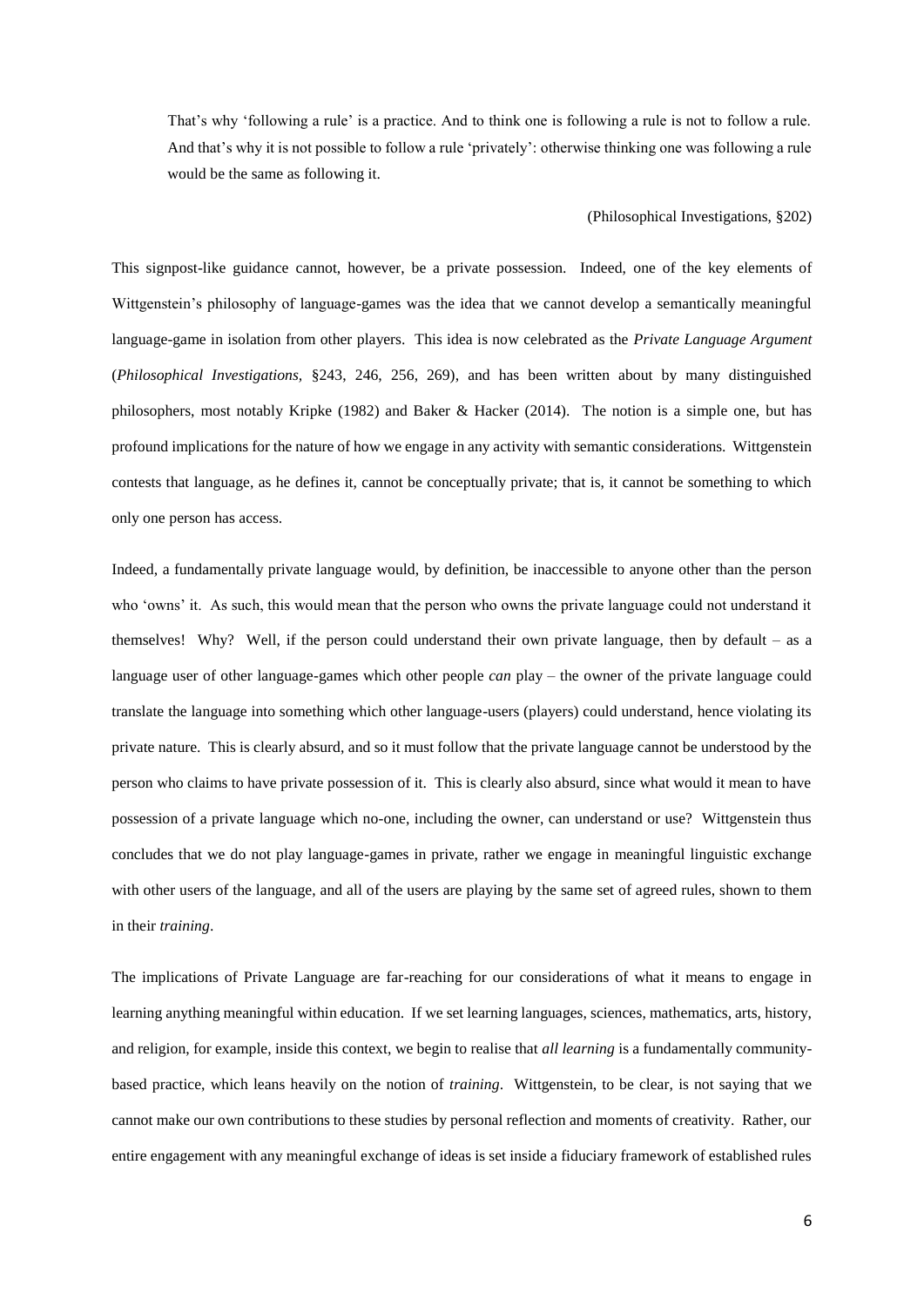> That's why 'following a rule' is a practice. And to think one is following a rule is not to follow a rule. And that's why it is not possible to follow a rule 'privately': otherwise thinking one was following a rule would be the same as following it.
>
> (Philosophical Investigations, §202)

This signpost-like guidance cannot, however, be a private possession. Indeed, one of the key elements of Wittgenstein's philosophy of language-games was the idea that we cannot develop a semantically meaningful language-game in isolation from other players. This idea is now celebrated as the *Private Language Argument* (*Philosophical Investigations*, §243, 246, 256, 269), and has been written about by many distinguished philosophers, most notably Kripke (1982) and Baker & Hacker (2014). The notion is a simple one, but has profound implications for the nature of how we engage in any activity with semantic considerations. Wittgenstein contests that language, as he defines it, cannot be conceptually private; that is, it cannot be something to which only one person has access.

Indeed, a fundamentally private language would, by definition, be inaccessible to anyone other than the person who 'owns' it. As such, this would mean that the person who owns the private language could not understand it themselves! Why? Well, if the person could understand their own private language, then by default – as a language user of other language-games which other people *can* play – the owner of the private language could translate the language into something which other language-users (players) could understand, hence violating its private nature. This is clearly absurd, and so it must follow that the private language cannot be understood by the person who claims to have private possession of it. This is clearly also absurd, since what would it mean to have possession of a private language which no-one, including the owner, can understand or use? Wittgenstein thus concludes that we do not play language-games in private, rather we engage in meaningful linguistic exchange with other users of the language, and all of the users are playing by the same set of agreed rules, shown to them in their *training*.

The implications of Private Language are far-reaching for our considerations of what it means to engage in learning anything meaningful within education. If we set learning languages, sciences, mathematics, arts, history, and religion, for example, inside this context, we begin to realise that *all learning* is a fundamentally community-based practice, which leans heavily on the notion of *training*. Wittgenstein, to be clear, is not saying that we cannot make our own contributions to these studies by personal reflection and moments of creativity. Rather, our entire engagement with any meaningful exchange of ideas is set inside a fiduciary framework of established rules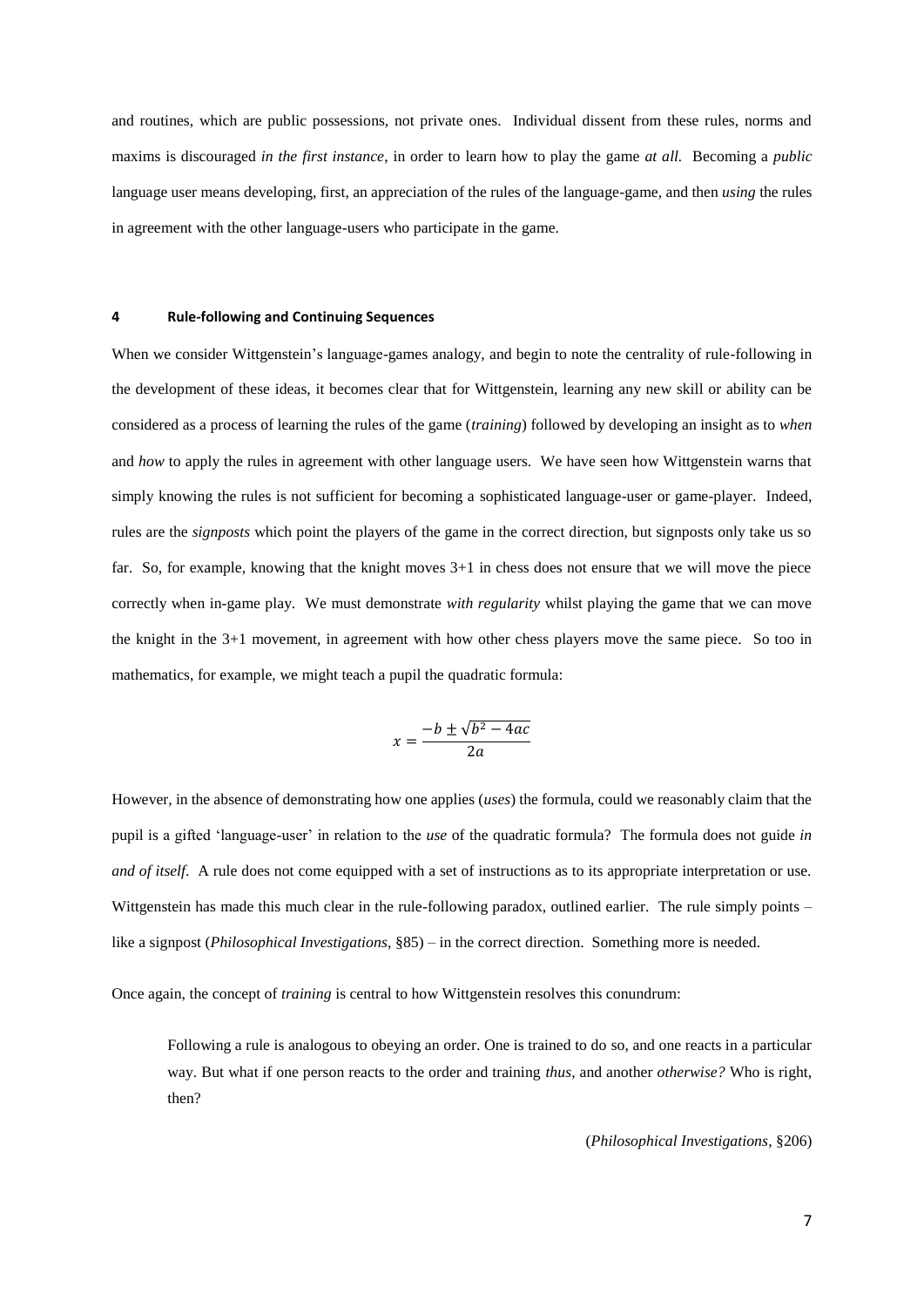and routines, which are public possessions, not private ones. Individual dissent from these rules, norms and maxims is discouraged *in the first instance*, in order to learn how to play the game *at all.* Becoming a *public* language user means developing, first, an appreciation of the rules of the language-game, and then *using* the rules in agreement with the other language-users who participate in the game.

## 4 Rule-following and Continuing Sequences

When we consider Wittgenstein's language-games analogy, and begin to note the centrality of rule-following in the development of these ideas, it becomes clear that for Wittgenstein, learning any new skill or ability can be considered as a process of learning the rules of the game (*training*) followed by developing an insight as to *when* and *how* to apply the rules in agreement with other language users. We have seen how Wittgenstein warns that simply knowing the rules is not sufficient for becoming a sophisticated language-user or game-player. Indeed, rules are the *signposts* which point the players of the game in the correct direction, but signposts only take us so far. So, for example, knowing that the knight moves 3+1 in chess does not ensure that we will move the piece correctly when in-game play. We must demonstrate *with regularity* whilst playing the game that we can move the knight in the 3+1 movement, in agreement with how other chess players move the same piece. So too in mathematics, for example, we might teach a pupil the quadratic formula:

$$x = \frac{-b \pm \sqrt{b^2 - 4ac}}{2a}$$

However, in the absence of demonstrating how one applies (*uses*) the formula, could we reasonably claim that the pupil is a gifted 'language-user' in relation to the *use* of the quadratic formula? The formula does not guide *in and of itself*. A rule does not come equipped with a set of instructions as to its appropriate interpretation or use. Wittgenstein has made this much clear in the rule-following paradox, outlined earlier. The rule simply points – like a signpost (*Philosophical Investigations*, §85) – in the correct direction. Something more is needed.

Once again, the concept of *training* is central to how Wittgenstein resolves this conundrum:

> Following a rule is analogous to obeying an order. One is trained to do so, and one reacts in a particular way. But what if one person reacts to the order and training *thus*, and another *otherwise?* Who is right, then?
>
> (*Philosophical Investigations*, §206)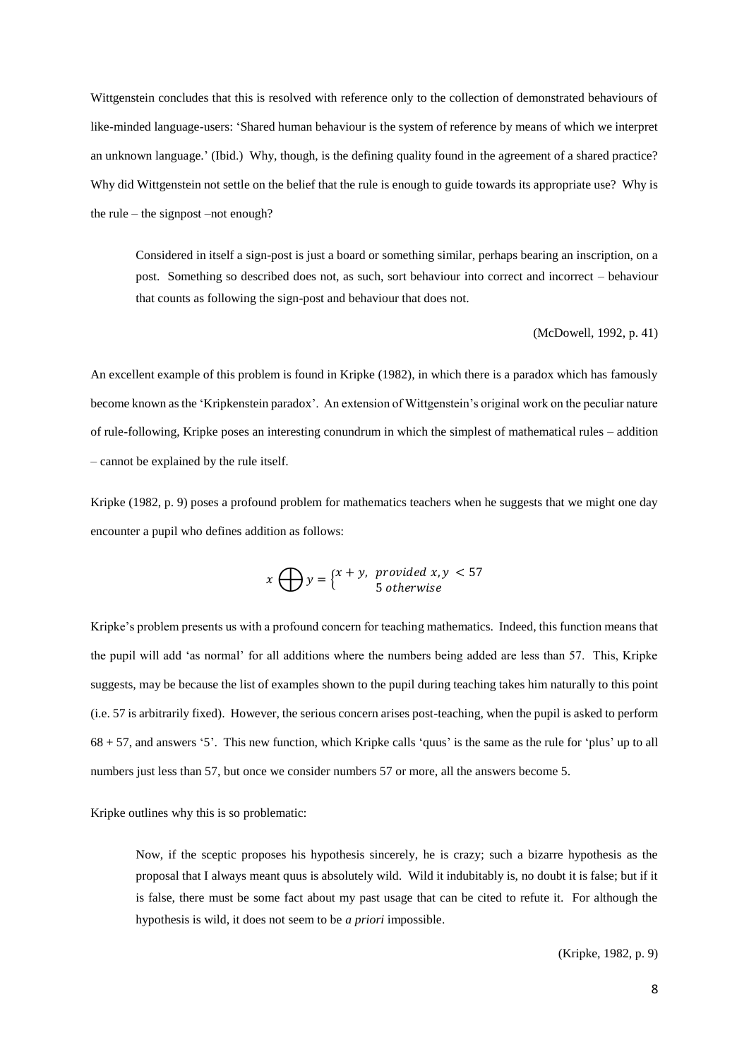Wittgenstein concludes that this is resolved with reference only to the collection of demonstrated behaviours of like-minded language-users: 'Shared human behaviour is the system of reference by means of which we interpret an unknown language.' (Ibid.) Why, though, is the defining quality found in the agreement of a shared practice? Why did Wittgenstein not settle on the belief that the rule is enough to guide towards its appropriate use? Why is the rule – the signpost –not enough?

> Considered in itself a sign-post is just a board or something similar, perhaps bearing an inscription, on a post. Something so described does not, as such, sort behaviour into correct and incorrect – behaviour that counts as following the sign-post and behaviour that does not.
>
> (McDowell, 1992, p. 41)

An excellent example of this problem is found in Kripke (1982), in which there is a paradox which has famously become known as the 'Kripkenstein paradox'. An extension of Wittgenstein's original work on the peculiar nature of rule-following, Kripke poses an interesting conundrum in which the simplest of mathematical rules – addition – cannot be explained by the rule itself.

Kripke (1982, p. 9) poses a profound problem for mathematics teachers when he suggests that we might one day encounter a pupil who defines addition as follows:

$$x \bigoplus y = \begin{cases} x + y, \ provided \ x, y \ < 57 \\ 5 \ otherwise \end{cases}$$

Kripke's problem presents us with a profound concern for teaching mathematics. Indeed, this function means that the pupil will add 'as normal' for all additions where the numbers being added are less than 57. This, Kripke suggests, may be because the list of examples shown to the pupil during teaching takes him naturally to this point (i.e. 57 is arbitrarily fixed). However, the serious concern arises post-teaching, when the pupil is asked to perform 68 + 57, and answers '5'. This new function, which Kripke calls 'quus' is the same as the rule for 'plus' up to all numbers just less than 57, but once we consider numbers 57 or more, all the answers become 5.

Kripke outlines why this is so problematic:

> Now, if the sceptic proposes his hypothesis sincerely, he is crazy; such a bizarre hypothesis as the proposal that I always meant quus is absolutely wild. Wild it indubitably is, no doubt it is false; but if it is false, there must be some fact about my past usage that can be cited to refute it. For although the hypothesis is wild, it does not seem to be *a priori* impossible.
>
> (Kripke, 1982, p. 9)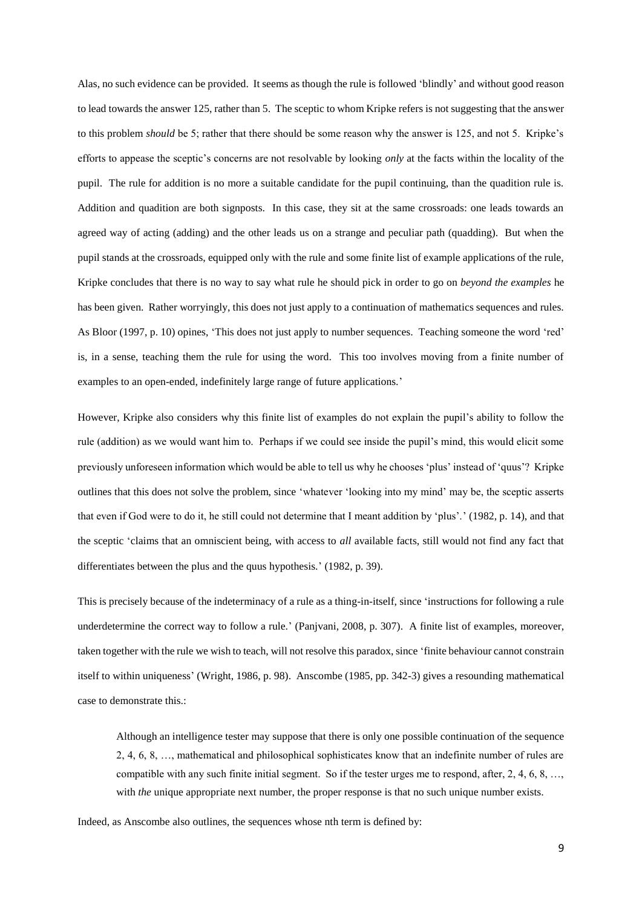Alas, no such evidence can be provided. It seems as though the rule is followed 'blindly' and without good reason to lead towards the answer 125, rather than 5. The sceptic to whom Kripke refers is not suggesting that the answer to this problem *should* be 5; rather that there should be some reason why the answer is 125, and not 5. Kripke's efforts to appease the sceptic's concerns are not resolvable by looking *only* at the facts within the locality of the pupil. The rule for addition is no more a suitable candidate for the pupil continuing, than the quadition rule is. Addition and quadition are both signposts. In this case, they sit at the same crossroads: one leads towards an agreed way of acting (adding) and the other leads us on a strange and peculiar path (quadding). But when the pupil stands at the crossroads, equipped only with the rule and some finite list of example applications of the rule, Kripke concludes that there is no way to say what rule he should pick in order to go on *beyond the examples* he has been given. Rather worryingly, this does not just apply to a continuation of mathematics sequences and rules. As Bloor (1997, p. 10) opines, 'This does not just apply to number sequences. Teaching someone the word 'red' is, in a sense, teaching them the rule for using the word. This too involves moving from a finite number of examples to an open-ended, indefinitely large range of future applications.'

However, Kripke also considers why this finite list of examples do not explain the pupil's ability to follow the rule (addition) as we would want him to. Perhaps if we could see inside the pupil's mind, this would elicit some previously unforeseen information which would be able to tell us why he chooses 'plus' instead of 'quus'? Kripke outlines that this does not solve the problem, since 'whatever 'looking into my mind' may be, the sceptic asserts that even if God were to do it, he still could not determine that I meant addition by 'plus'.' (1982, p. 14), and that the sceptic 'claims that an omniscient being, with access to *all* available facts, still would not find any fact that differentiates between the plus and the quus hypothesis.' (1982, p. 39).

This is precisely because of the indeterminacy of a rule as a thing-in-itself, since 'instructions for following a rule underdetermine the correct way to follow a rule.' (Panjvani, 2008, p. 307). A finite list of examples, moreover, taken together with the rule we wish to teach, will not resolve this paradox, since 'finite behaviour cannot constrain itself to within uniqueness' (Wright, 1986, p. 98). Anscombe (1985, pp. 342-3) gives a resounding mathematical case to demonstrate this.:

> Although an intelligence tester may suppose that there is only one possible continuation of the sequence 2, 4, 6, 8, …, mathematical and philosophical sophisticates know that an indefinite number of rules are compatible with any such finite initial segment. So if the tester urges me to respond, after, 2, 4, 6, 8, …, with *the* unique appropriate next number, the proper response is that no such unique number exists.

Indeed, as Anscombe also outlines, the sequences whose nth term is defined by: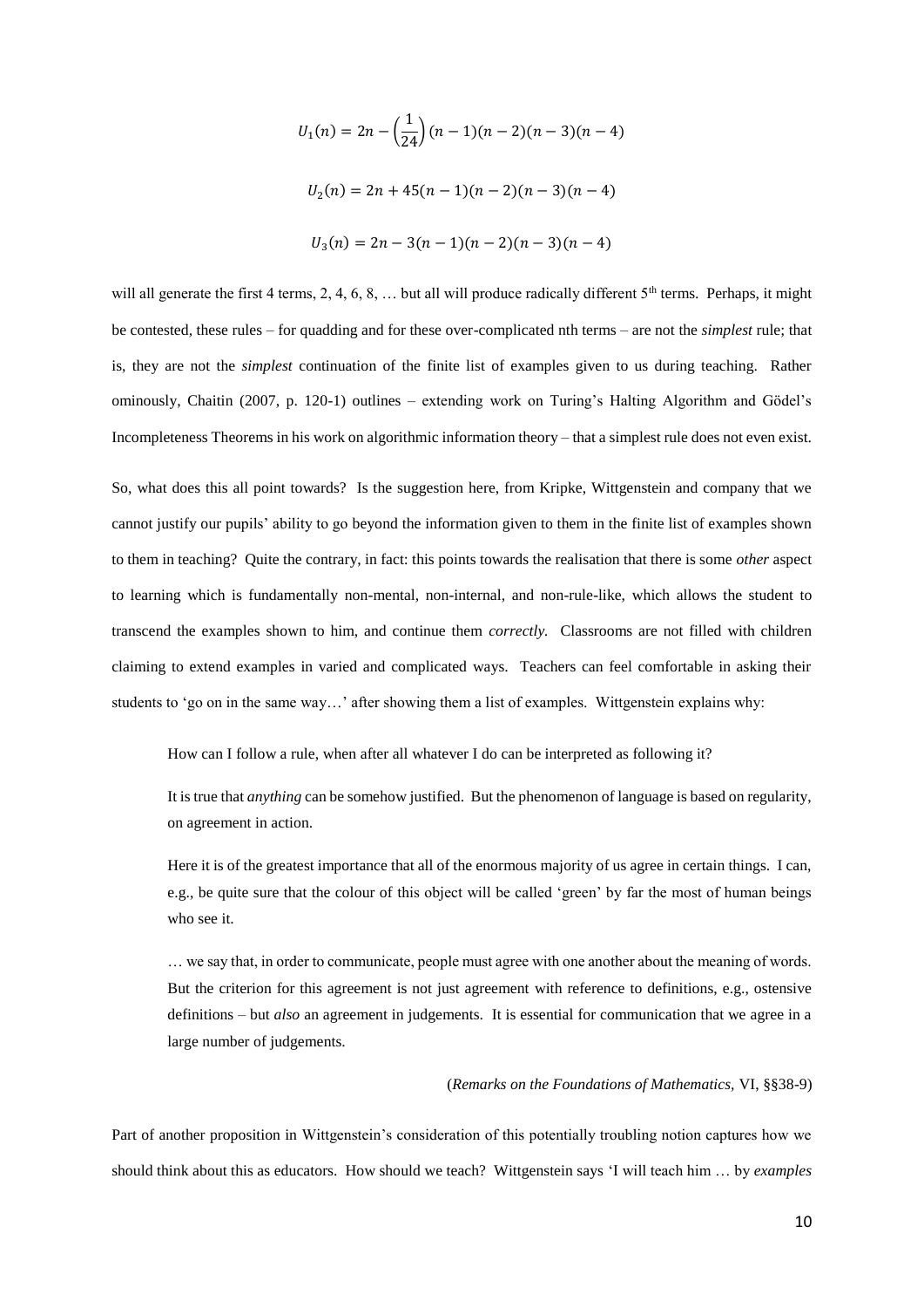$$U_1(n) = 2n - \left(\frac{1}{24}\right)(n-1)(n-2)(n-3)(n-4)$$

$$U_2(n) = 2n + 45(n-1)(n-2)(n-3)(n-4)$$

$$U_3(n) = 2n - 3(n-1)(n-2)(n-3)(n-4)$$

will all generate the first 4 terms, 2, 4, 6, 8, … but all will produce radically different 5th terms. Perhaps, it might be contested, these rules – for quadding and for these over-complicated nth terms – are not the *simplest* rule; that is, they are not the *simplest* continuation of the finite list of examples given to us during teaching. Rather ominously, Chaitin (2007, p. 120-1) outlines – extending work on Turing's Halting Algorithm and Gödel's Incompleteness Theorems in his work on algorithmic information theory – that a simplest rule does not even exist.

So, what does this all point towards? Is the suggestion here, from Kripke, Wittgenstein and company that we cannot justify our pupils' ability to go beyond the information given to them in the finite list of examples shown to them in teaching? Quite the contrary, in fact: this points towards the realisation that there is some *other* aspect to learning which is fundamentally non-mental, non-internal, and non-rule-like, which allows the student to transcend the examples shown to him, and continue them *correctly.* Classrooms are not filled with children claiming to extend examples in varied and complicated ways. Teachers can feel comfortable in asking their students to 'go on in the same way…' after showing them a list of examples. Wittgenstein explains why:

> How can I follow a rule, when after all whatever I do can be interpreted as following it?
>
> It is true that *anything* can be somehow justified. But the phenomenon of language is based on regularity, on agreement in action.
>
> Here it is of the greatest importance that all of the enormous majority of us agree in certain things. I can, e.g., be quite sure that the colour of this object will be called 'green' by far the most of human beings who see it.
>
> … we say that, in order to communicate, people must agree with one another about the meaning of words. But the criterion for this agreement is not just agreement with reference to definitions, e.g., ostensive definitions – but *also* an agreement in judgements. It is essential for communication that we agree in a large number of judgements.
>
> (*Remarks on the Foundations of Mathematics,* VI, §§38-9)

Part of another proposition in Wittgenstein's consideration of this potentially troubling notion captures how we should think about this as educators. How should we teach? Wittgenstein says 'I will teach him … by *examples*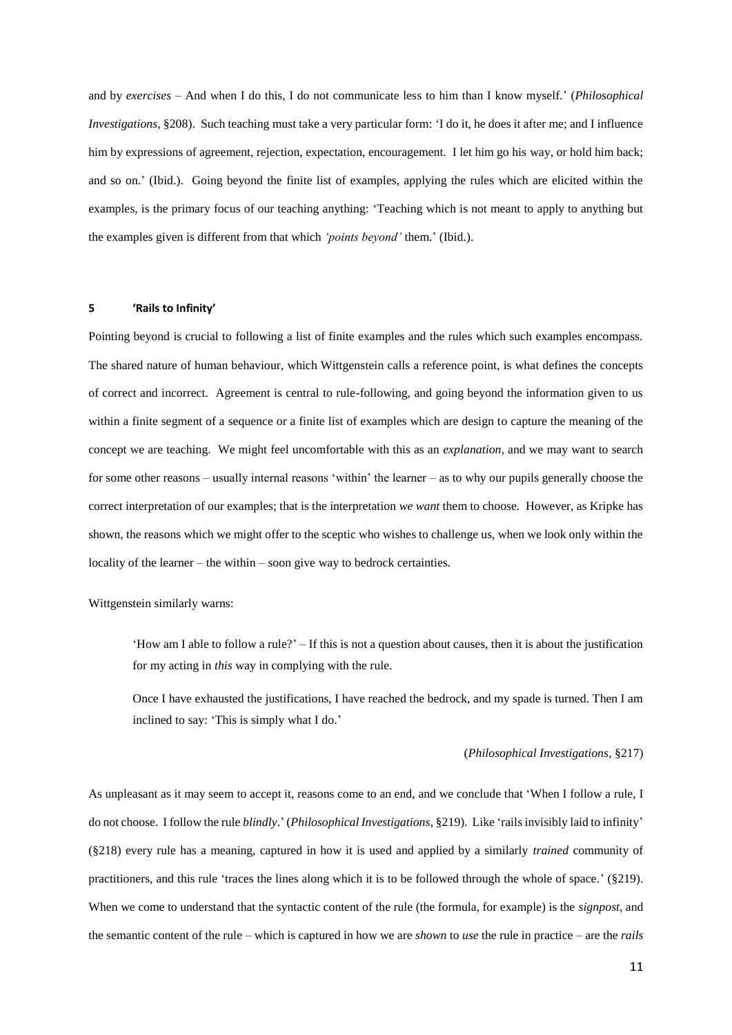and by *exercises* – And when I do this, I do not communicate less to him than I know myself.' (*Philosophical Investigations*, §208). Such teaching must take a very particular form: 'I do it, he does it after me; and I influence him by expressions of agreement, rejection, expectation, encouragement. I let him go his way, or hold him back; and so on.' (Ibid.). Going beyond the finite list of examples, applying the rules which are elicited within the examples, is the primary focus of our teaching anything: 'Teaching which is not meant to apply to anything but the examples given is different from that which *'points beyond'* them.' (Ibid.).

## 5 'Rails to Infinity'

Pointing beyond is crucial to following a list of finite examples and the rules which such examples encompass. The shared nature of human behaviour, which Wittgenstein calls a reference point, is what defines the concepts of correct and incorrect. Agreement is central to rule-following, and going beyond the information given to us within a finite segment of a sequence or a finite list of examples which are design to capture the meaning of the concept we are teaching. We might feel uncomfortable with this as an *explanation*, and we may want to search for some other reasons – usually internal reasons 'within' the learner – as to why our pupils generally choose the correct interpretation of our examples; that is the interpretation *we want* them to choose. However, as Kripke has shown, the reasons which we might offer to the sceptic who wishes to challenge us, when we look only within the locality of the learner – the within – soon give way to bedrock certainties.

Wittgenstein similarly warns:

> 'How am I able to follow a rule?' – If this is not a question about causes, then it is about the justification for my acting in *this* way in complying with the rule.
>
> Once I have exhausted the justifications, I have reached the bedrock, and my spade is turned. Then I am inclined to say: 'This is simply what I do.'
>
> (*Philosophical Investigations*, §217)

As unpleasant as it may seem to accept it, reasons come to an end, and we conclude that 'When I follow a rule, I do not choose. I follow the rule *blindly*.' (*Philosophical Investigations*, §219). Like 'rails invisibly laid to infinity' (§218) every rule has a meaning, captured in how it is used and applied by a similarly *trained* community of practitioners, and this rule 'traces the lines along which it is to be followed through the whole of space.' (§219). When we come to understand that the syntactic content of the rule (the formula, for example) is the *signpost*, and the semantic content of the rule – which is captured in how we are *shown* to *use* the rule in practice – are the *rails*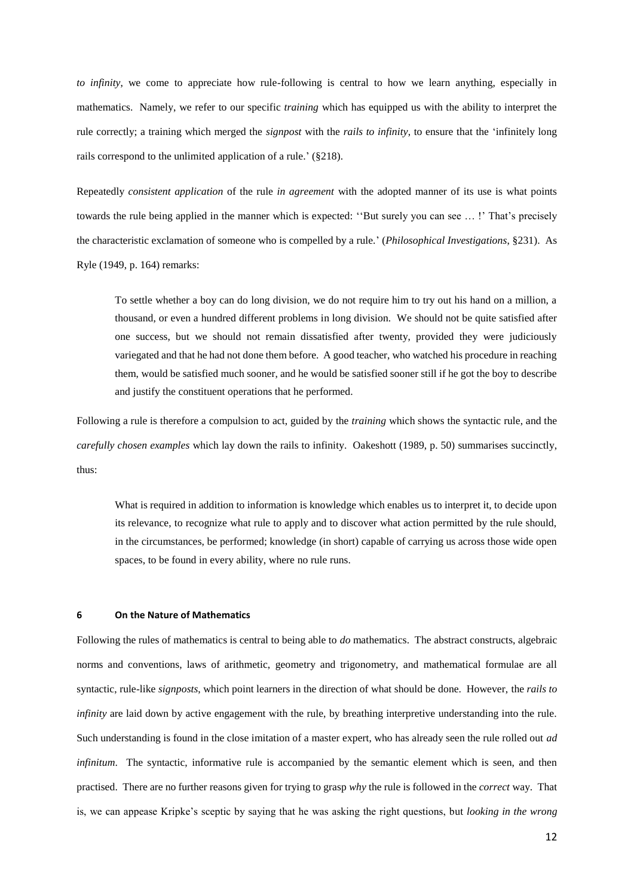*to infinity*, we come to appreciate how rule-following is central to how we learn anything, especially in mathematics. Namely, we refer to our specific *training* which has equipped us with the ability to interpret the rule correctly; a training which merged the *signpost* with the *rails to infinity*, to ensure that the 'infinitely long rails correspond to the unlimited application of a rule.' (§218).

Repeatedly *consistent application* of the rule *in agreement* with the adopted manner of its use is what points towards the rule being applied in the manner which is expected: ''But surely you can see … !' That's precisely the characteristic exclamation of someone who is compelled by a rule.' (*Philosophical Investigations*, §231). As Ryle (1949, p. 164) remarks:

> To settle whether a boy can do long division, we do not require him to try out his hand on a million, a thousand, or even a hundred different problems in long division. We should not be quite satisfied after one success, but we should not remain dissatisfied after twenty, provided they were judiciously variegated and that he had not done them before. A good teacher, who watched his procedure in reaching them, would be satisfied much sooner, and he would be satisfied sooner still if he got the boy to describe and justify the constituent operations that he performed.

Following a rule is therefore a compulsion to act, guided by the *training* which shows the syntactic rule, and the *carefully chosen examples* which lay down the rails to infinity. Oakeshott (1989, p. 50) summarises succinctly, thus:

> What is required in addition to information is knowledge which enables us to interpret it, to decide upon its relevance, to recognize what rule to apply and to discover what action permitted by the rule should, in the circumstances, be performed; knowledge (in short) capable of carrying us across those wide open spaces, to be found in every ability, where no rule runs.

## 6 On the Nature of Mathematics

Following the rules of mathematics is central to being able to *do* mathematics. The abstract constructs, algebraic norms and conventions, laws of arithmetic, geometry and trigonometry, and mathematical formulae are all syntactic, rule-like *signposts*, which point learners in the direction of what should be done. However, the *rails to infinity* are laid down by active engagement with the rule, by breathing interpretive understanding into the rule. Such understanding is found in the close imitation of a master expert, who has already seen the rule rolled out *ad infinitum*. The syntactic, informative rule is accompanied by the semantic element which is seen, and then practised. There are no further reasons given for trying to grasp *why* the rule is followed in the *correct* way. That is, we can appease Kripke's sceptic by saying that he was asking the right questions, but *looking in the wrong*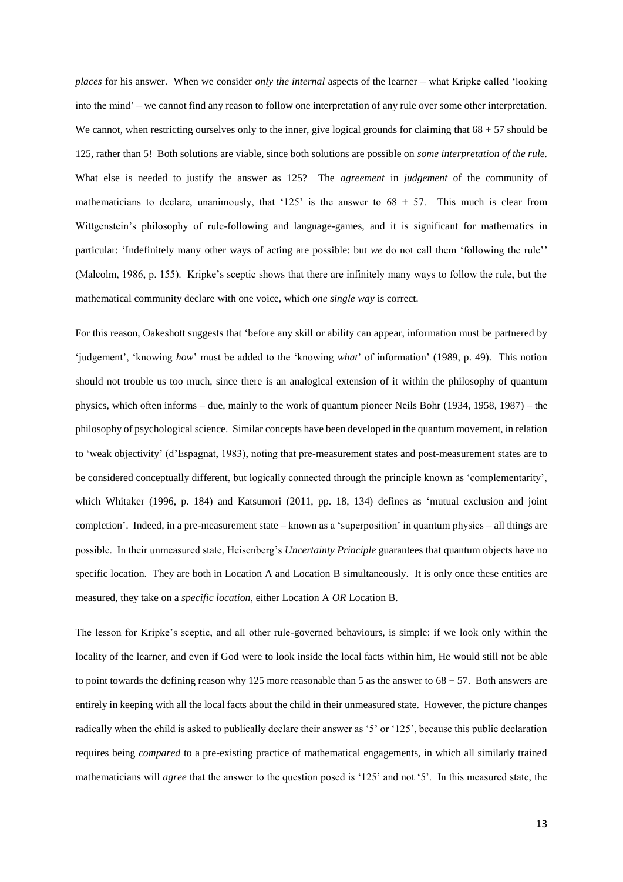*places* for his answer. When we consider *only the internal* aspects of the learner – what Kripke called 'looking into the mind' – we cannot find any reason to follow one interpretation of any rule over some other interpretation. We cannot, when restricting ourselves only to the inner, give logical grounds for claiming that 68 + 57 should be 125, rather than 5! Both solutions are viable, since both solutions are possible on *some interpretation of the rule.* What else is needed to justify the answer as 125? The *agreement* in *judgement* of the community of mathematicians to declare, unanimously, that '125' is the answer to 68 + 57. This much is clear from Wittgenstein's philosophy of rule-following and language-games, and it is significant for mathematics in particular: 'Indefinitely many other ways of acting are possible: but *we* do not call them 'following the rule'' (Malcolm, 1986, p. 155). Kripke's sceptic shows that there are infinitely many ways to follow the rule, but the mathematical community declare with one voice, which *one single way* is correct.

For this reason, Oakeshott suggests that 'before any skill or ability can appear, information must be partnered by 'judgement', 'knowing *how*' must be added to the 'knowing *what*' of information' (1989, p. 49). This notion should not trouble us too much, since there is an analogical extension of it within the philosophy of quantum physics, which often informs – due, mainly to the work of quantum pioneer Neils Bohr (1934, 1958, 1987) – the philosophy of psychological science. Similar concepts have been developed in the quantum movement, in relation to 'weak objectivity' (d'Espagnat, 1983), noting that pre-measurement states and post-measurement states are to be considered conceptually different, but logically connected through the principle known as 'complementarity', which Whitaker (1996, p. 184) and Katsumori (2011, pp. 18, 134) defines as 'mutual exclusion and joint completion'. Indeed, in a pre-measurement state – known as a 'superposition' in quantum physics – all things are possible. In their unmeasured state, Heisenberg's *Uncertainty Principle* guarantees that quantum objects have no specific location. They are both in Location A and Location B simultaneously. It is only once these entities are measured, they take on a *specific location*, either Location A *OR* Location B.

The lesson for Kripke's sceptic, and all other rule-governed behaviours, is simple: if we look only within the locality of the learner, and even if God were to look inside the local facts within him, He would still not be able to point towards the defining reason why 125 more reasonable than 5 as the answer to 68 + 57. Both answers are entirely in keeping with all the local facts about the child in their unmeasured state. However, the picture changes radically when the child is asked to publically declare their answer as '5' or '125', because this public declaration requires being *compared* to a pre-existing practice of mathematical engagements, in which all similarly trained mathematicians will *agree* that the answer to the question posed is '125' and not '5'. In this measured state, the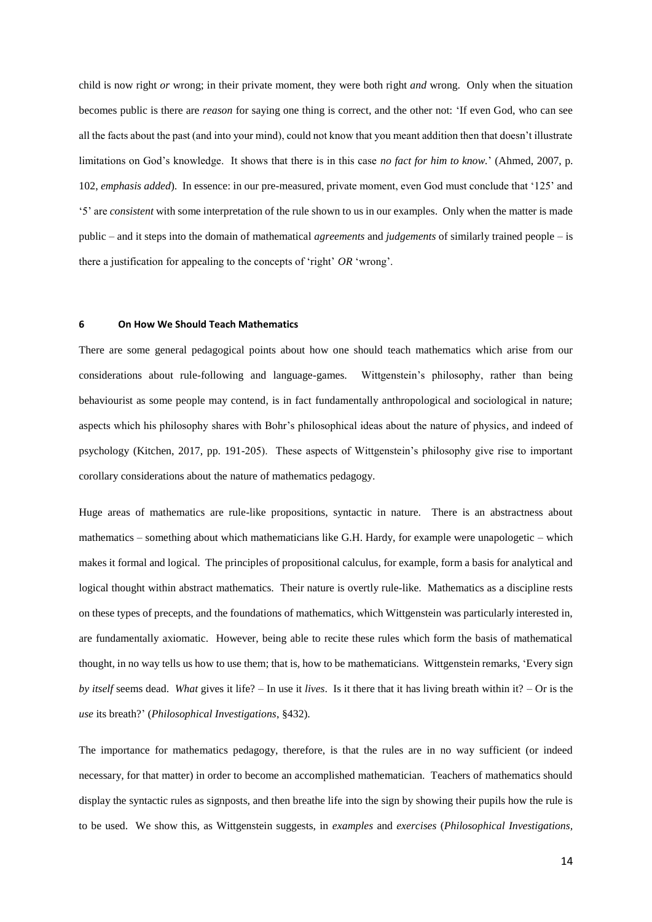child is now right *or* wrong; in their private moment, they were both right *and* wrong. Only when the situation becomes public is there are *reason* for saying one thing is correct, and the other not: 'If even God, who can see all the facts about the past (and into your mind), could not know that you meant addition then that doesn't illustrate limitations on God's knowledge. It shows that there is in this case *no fact for him to know.*' (Ahmed, 2007, p. 102, *emphasis added*). In essence: in our pre-measured, private moment, even God must conclude that '125' and '5' are *consistent* with some interpretation of the rule shown to us in our examples. Only when the matter is made public – and it steps into the domain of mathematical *agreements* and *judgements* of similarly trained people – is there a justification for appealing to the concepts of 'right' *OR* 'wrong'.

## 6 On How We Should Teach Mathematics

There are some general pedagogical points about how one should teach mathematics which arise from our considerations about rule-following and language-games. Wittgenstein's philosophy, rather than being behaviourist as some people may contend, is in fact fundamentally anthropological and sociological in nature; aspects which his philosophy shares with Bohr's philosophical ideas about the nature of physics, and indeed of psychology (Kitchen, 2017, pp. 191-205). These aspects of Wittgenstein's philosophy give rise to important corollary considerations about the nature of mathematics pedagogy.

Huge areas of mathematics are rule-like propositions, syntactic in nature. There is an abstractness about mathematics – something about which mathematicians like G.H. Hardy, for example were unapologetic – which makes it formal and logical. The principles of propositional calculus, for example, form a basis for analytical and logical thought within abstract mathematics. Their nature is overtly rule-like. Mathematics as a discipline rests on these types of precepts, and the foundations of mathematics, which Wittgenstein was particularly interested in, are fundamentally axiomatic. However, being able to recite these rules which form the basis of mathematical thought, in no way tells us how to use them; that is, how to be mathematicians. Wittgenstein remarks, 'Every sign *by itself* seems dead. *What* gives it life? – In use it *lives*. Is it there that it has living breath within it? – Or is the *use* its breath?' (*Philosophical Investigations*, §432).

The importance for mathematics pedagogy, therefore, is that the rules are in no way sufficient (or indeed necessary, for that matter) in order to become an accomplished mathematician. Teachers of mathematics should display the syntactic rules as signposts, and then breathe life into the sign by showing their pupils how the rule is to be used. We show this, as Wittgenstein suggests, in *examples* and *exercises* (*Philosophical Investigations,*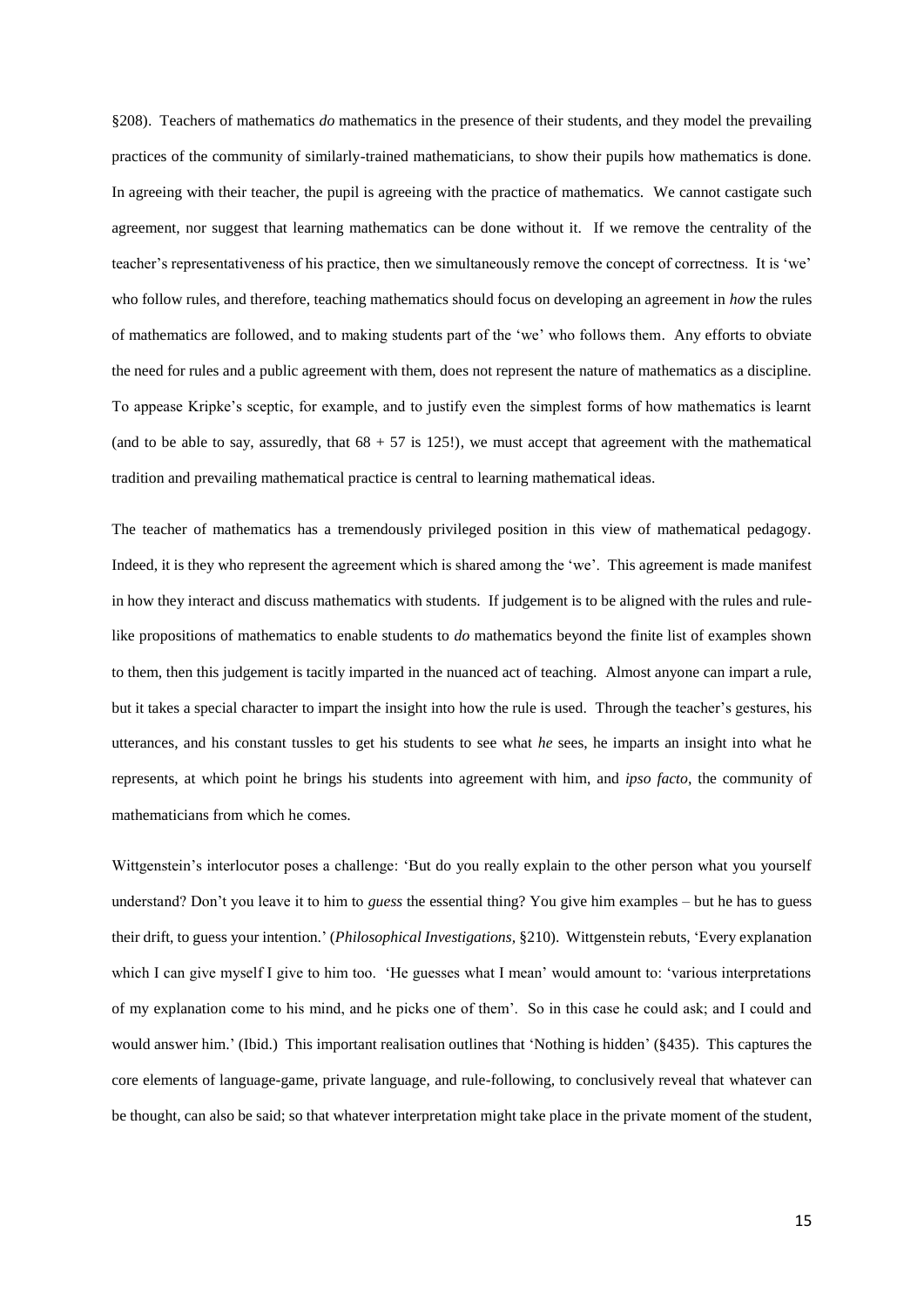§208). Teachers of mathematics *do* mathematics in the presence of their students, and they model the prevailing practices of the community of similarly-trained mathematicians, to show their pupils how mathematics is done. In agreeing with their teacher, the pupil is agreeing with the practice of mathematics. We cannot castigate such agreement, nor suggest that learning mathematics can be done without it. If we remove the centrality of the teacher's representativeness of his practice, then we simultaneously remove the concept of correctness. It is 'we' who follow rules, and therefore, teaching mathematics should focus on developing an agreement in *how* the rules of mathematics are followed, and to making students part of the 'we' who follows them. Any efforts to obviate the need for rules and a public agreement with them, does not represent the nature of mathematics as a discipline. To appease Kripke's sceptic, for example, and to justify even the simplest forms of how mathematics is learnt (and to be able to say, assuredly, that $68 + 57$ is 125!), we must accept that agreement with the mathematical tradition and prevailing mathematical practice is central to learning mathematical ideas.

The teacher of mathematics has a tremendously privileged position in this view of mathematical pedagogy. Indeed, it is they who represent the agreement which is shared among the 'we'. This agreement is made manifest in how they interact and discuss mathematics with students. If judgement is to be aligned with the rules and rule-like propositions of mathematics to enable students to *do* mathematics beyond the finite list of examples shown to them, then this judgement is tacitly imparted in the nuanced act of teaching. Almost anyone can impart a rule, but it takes a special character to impart the insight into how the rule is used. Through the teacher's gestures, his utterances, and his constant tussles to get his students to see what *he* sees, he imparts an insight into what he represents, at which point he brings his students into agreement with him, and *ipso facto*, the community of mathematicians from which he comes.

Wittgenstein's interlocutor poses a challenge: 'But do you really explain to the other person what you yourself understand? Don't you leave it to him to *guess* the essential thing? You give him examples – but he has to guess their drift, to guess your intention.' (*Philosophical Investigations*, §210). Wittgenstein rebuts, 'Every explanation which I can give myself I give to him too. 'He guesses what I mean' would amount to: 'various interpretations of my explanation come to his mind, and he picks one of them'. So in this case he could ask; and I could and would answer him.' (Ibid.) This important realisation outlines that 'Nothing is hidden' (§435). This captures the core elements of language-game, private language, and rule-following, to conclusively reveal that whatever can be thought, can also be said; so that whatever interpretation might take place in the private moment of the student,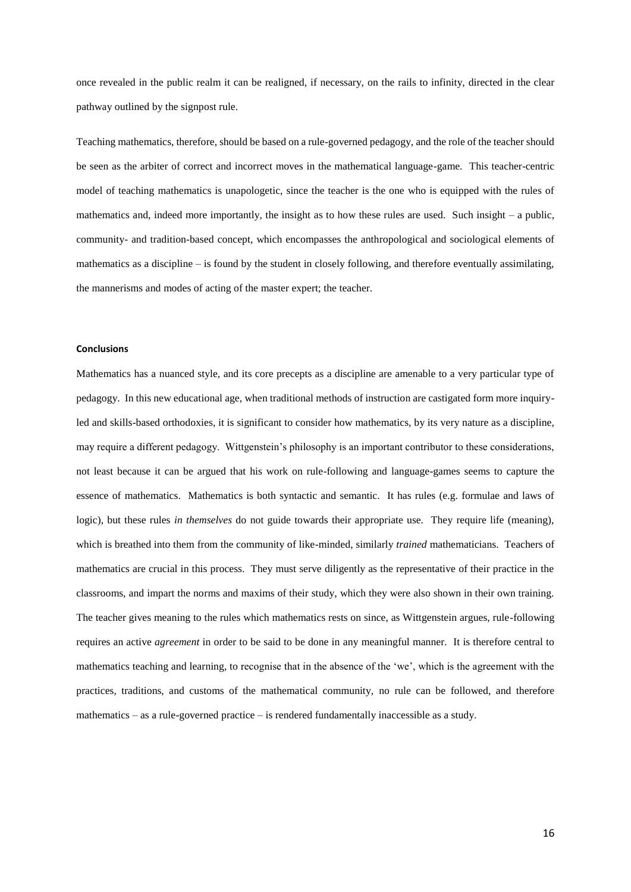once revealed in the public realm it can be realigned, if necessary, on the rails to infinity, directed in the clear pathway outlined by the signpost rule.

Teaching mathematics, therefore, should be based on a rule-governed pedagogy, and the role of the teacher should be seen as the arbiter of correct and incorrect moves in the mathematical language-game. This teacher-centric model of teaching mathematics is unapologetic, since the teacher is the one who is equipped with the rules of mathematics and, indeed more importantly, the insight as to how these rules are used. Such insight – a public, community- and tradition-based concept, which encompasses the anthropological and sociological elements of mathematics as a discipline – is found by the student in closely following, and therefore eventually assimilating, the mannerisms and modes of acting of the master expert; the teacher.

**Conclusions**

Mathematics has a nuanced style, and its core precepts as a discipline are amenable to a very particular type of pedagogy. In this new educational age, when traditional methods of instruction are castigated form more inquiry-led and skills-based orthodoxies, it is significant to consider how mathematics, by its very nature as a discipline, may require a different pedagogy. Wittgenstein's philosophy is an important contributor to these considerations, not least because it can be argued that his work on rule-following and language-games seems to capture the essence of mathematics. Mathematics is both syntactic and semantic. It has rules (e.g. formulae and laws of logic), but these rules *in themselves* do not guide towards their appropriate use. They require life (meaning), which is breathed into them from the community of like-minded, similarly *trained* mathematicians. Teachers of mathematics are crucial in this process. They must serve diligently as the representative of their practice in the classrooms, and impart the norms and maxims of their study, which they were also shown in their own training. The teacher gives meaning to the rules which mathematics rests on since, as Wittgenstein argues, rule-following requires an active *agreement* in order to be said to be done in any meaningful manner. It is therefore central to mathematics teaching and learning, to recognise that in the absence of the 'we', which is the agreement with the practices, traditions, and customs of the mathematical community, no rule can be followed, and therefore mathematics – as a rule-governed practice – is rendered fundamentally inaccessible as a study.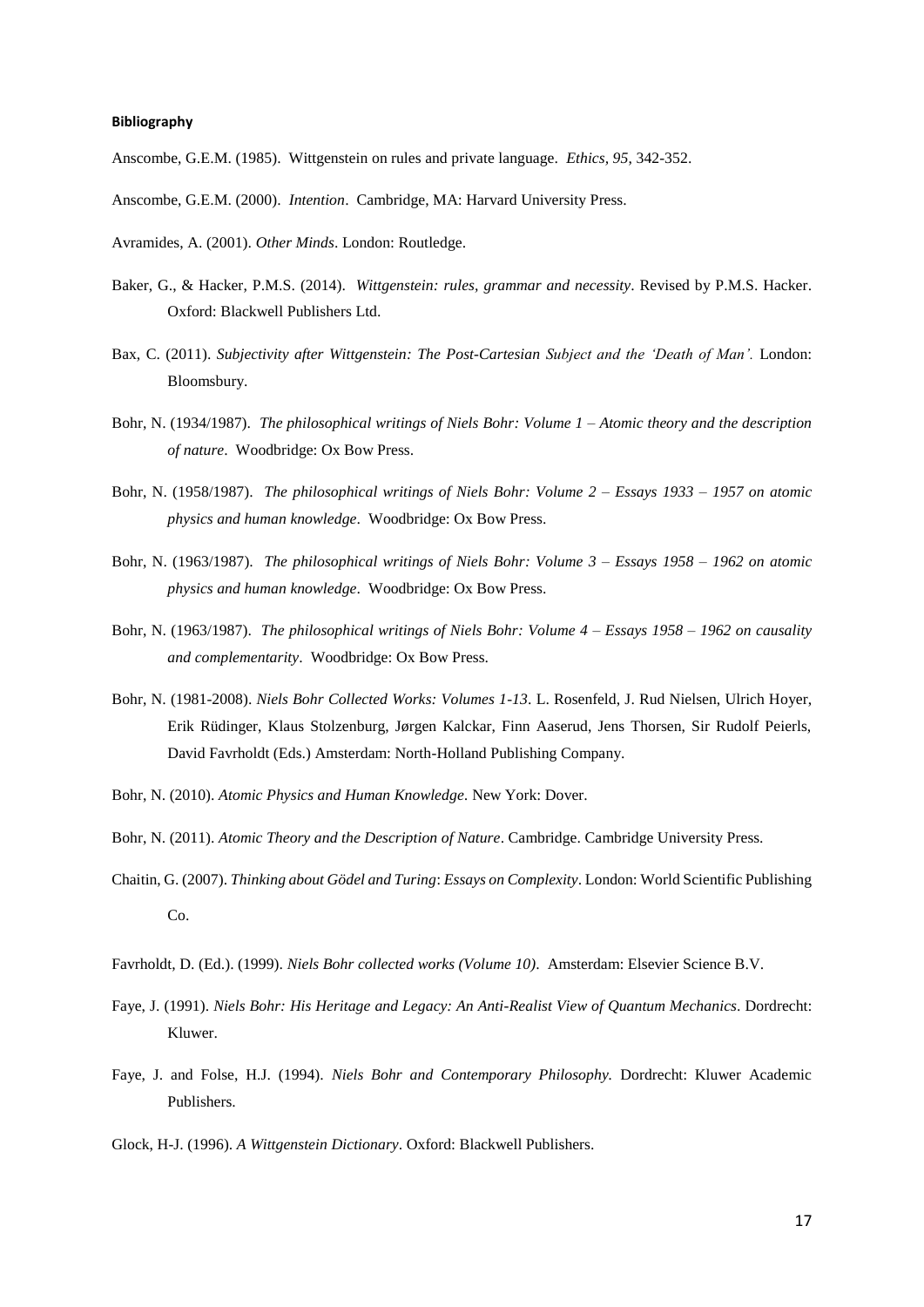**Bibliography**

Anscombe, G.E.M. (1985). Wittgenstein on rules and private language. *Ethics, 95*, 342-352.

Anscombe, G.E.M. (2000). *Intention*. Cambridge, MA: Harvard University Press.

Avramides, A. (2001). *Other Minds*. London: Routledge.

Baker, G., & Hacker, P.M.S. (2014). *Wittgenstein: rules, grammar and necessity*. Revised by P.M.S. Hacker. Oxford: Blackwell Publishers Ltd.

Bax, C. (2011). *Subjectivity after Wittgenstein: The Post-Cartesian Subject and the 'Death of Man'.* London: Bloomsbury.

Bohr, N. (1934/1987). *The philosophical writings of Niels Bohr: Volume 1 – Atomic theory and the description of nature*. Woodbridge: Ox Bow Press.

Bohr, N. (1958/1987). *The philosophical writings of Niels Bohr: Volume 2 – Essays 1933 – 1957 on atomic physics and human knowledge*. Woodbridge: Ox Bow Press.

Bohr, N. (1963/1987). *The philosophical writings of Niels Bohr: Volume 3 – Essays 1958 – 1962 on atomic physics and human knowledge*. Woodbridge: Ox Bow Press.

Bohr, N. (1963/1987). *The philosophical writings of Niels Bohr: Volume 4 – Essays 1958 – 1962 on causality and complementarity*. Woodbridge: Ox Bow Press.

Bohr, N. (1981-2008). *Niels Bohr Collected Works: Volumes 1-13*. L. Rosenfeld, J. Rud Nielsen, Ulrich Hoyer, Erik Rüdinger, Klaus Stolzenburg, Jørgen Kalckar, Finn Aaserud, Jens Thorsen, Sir Rudolf Peierls, David Favrholdt (Eds.) Amsterdam: North-Holland Publishing Company.

Bohr, N. (2010). *Atomic Physics and Human Knowledge*. New York: Dover.

Bohr, N. (2011). *Atomic Theory and the Description of Nature*. Cambridge. Cambridge University Press.

Chaitin, G. (2007). *Thinking about Gödel and Turing*: *Essays on Complexity*. London: World Scientific Publishing Co.

Favrholdt, D. (Ed.). (1999). *Niels Bohr collected works (Volume 10)*. Amsterdam: Elsevier Science B.V.

Faye, J. (1991). *Niels Bohr: His Heritage and Legacy: An Anti-Realist View of Quantum Mechanics*. Dordrecht: Kluwer.

Faye, J. and Folse, H.J. (1994). *Niels Bohr and Contemporary Philosophy.* Dordrecht: Kluwer Academic Publishers.

Glock, H-J. (1996). *A Wittgenstein Dictionary*. Oxford: Blackwell Publishers.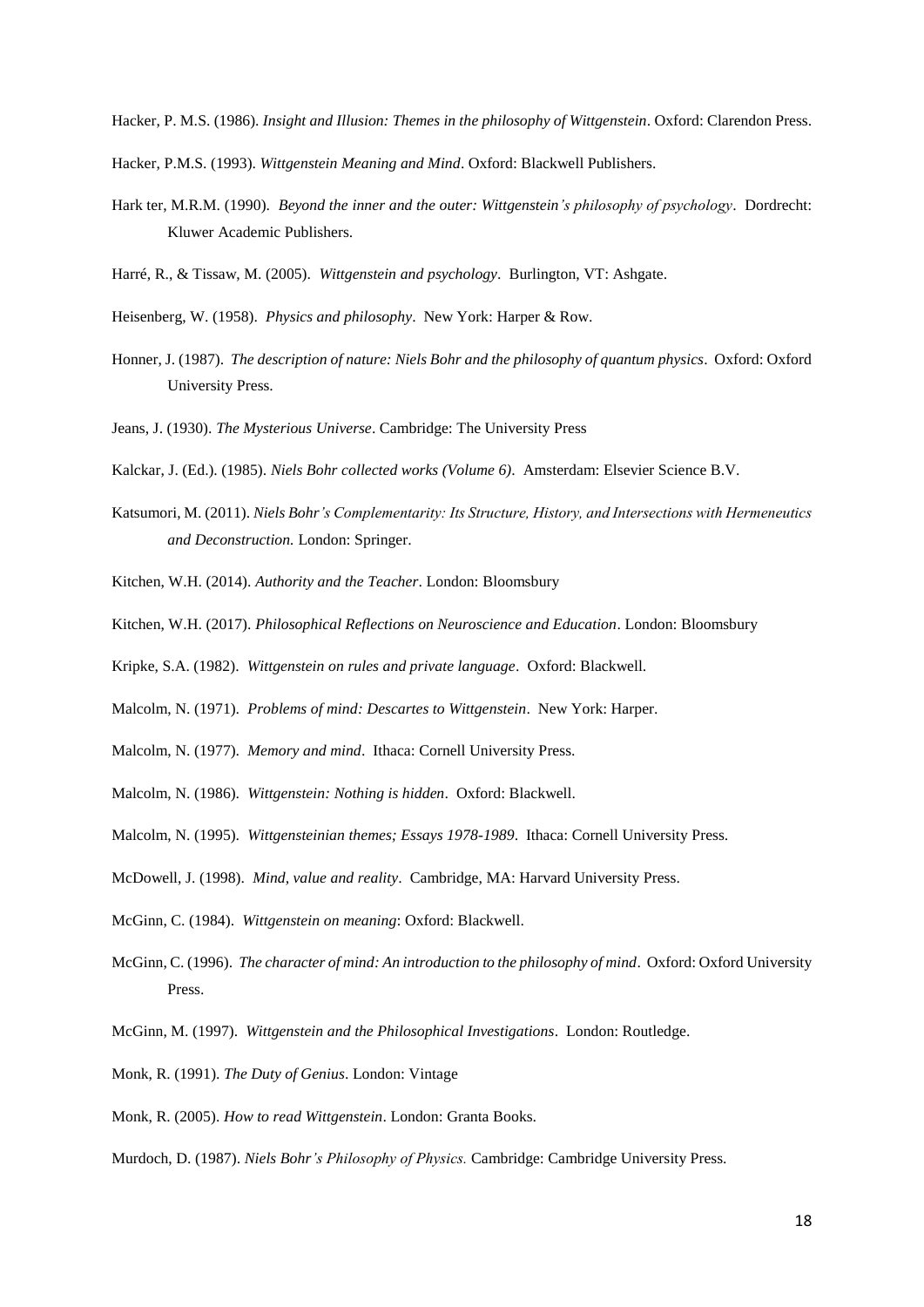Hacker, P. M.S. (1986). *Insight and Illusion: Themes in the philosophy of Wittgenstein*. Oxford: Clarendon Press.

Hacker, P.M.S. (1993). *Wittgenstein Meaning and Mind*. Oxford: Blackwell Publishers.

Hark ter, M.R.M. (1990). *Beyond the inner and the outer: Wittgenstein's philosophy of psychology*. Dordrecht: Kluwer Academic Publishers.

Harré, R., & Tissaw, M. (2005). *Wittgenstein and psychology*. Burlington, VT: Ashgate.

Heisenberg, W. (1958). *Physics and philosophy*. New York: Harper & Row.

Honner, J. (1987). *The description of nature: Niels Bohr and the philosophy of quantum physics*. Oxford: Oxford University Press.

Jeans, J. (1930). *The Mysterious Universe*. Cambridge: The University Press

Kalckar, J. (Ed.). (1985). *Niels Bohr collected works (Volume 6)*. Amsterdam: Elsevier Science B.V.

Katsumori, M. (2011). *Niels Bohr's Complementarity: Its Structure, History, and Intersections with Hermeneutics and Deconstruction.* London: Springer.

Kitchen, W.H. (2014). *Authority and the Teacher*. London: Bloomsbury

Kitchen, W.H. (2017). *Philosophical Reflections on Neuroscience and Education*. London: Bloomsbury

Kripke, S.A. (1982). *Wittgenstein on rules and private language*. Oxford: Blackwell.

Malcolm, N. (1971). *Problems of mind: Descartes to Wittgenstein*. New York: Harper.

Malcolm, N. (1977). *Memory and mind*. Ithaca: Cornell University Press.

Malcolm, N. (1986). *Wittgenstein: Nothing is hidden*. Oxford: Blackwell.

Malcolm, N. (1995). *Wittgensteinian themes; Essays 1978-1989*. Ithaca: Cornell University Press.

McDowell, J. (1998). *Mind, value and reality*. Cambridge, MA: Harvard University Press.

McGinn, C. (1984). *Wittgenstein on meaning*: Oxford: Blackwell.

McGinn, C. (1996). *The character of mind: An introduction to the philosophy of mind*. Oxford: Oxford University Press.

McGinn, M. (1997). *Wittgenstein and the Philosophical Investigations*. London: Routledge.

Monk, R. (1991). *The Duty of Genius*. London: Vintage

Monk, R. (2005). *How to read Wittgenstein*. London: Granta Books.

Murdoch, D. (1987). *Niels Bohr's Philosophy of Physics.* Cambridge: Cambridge University Press.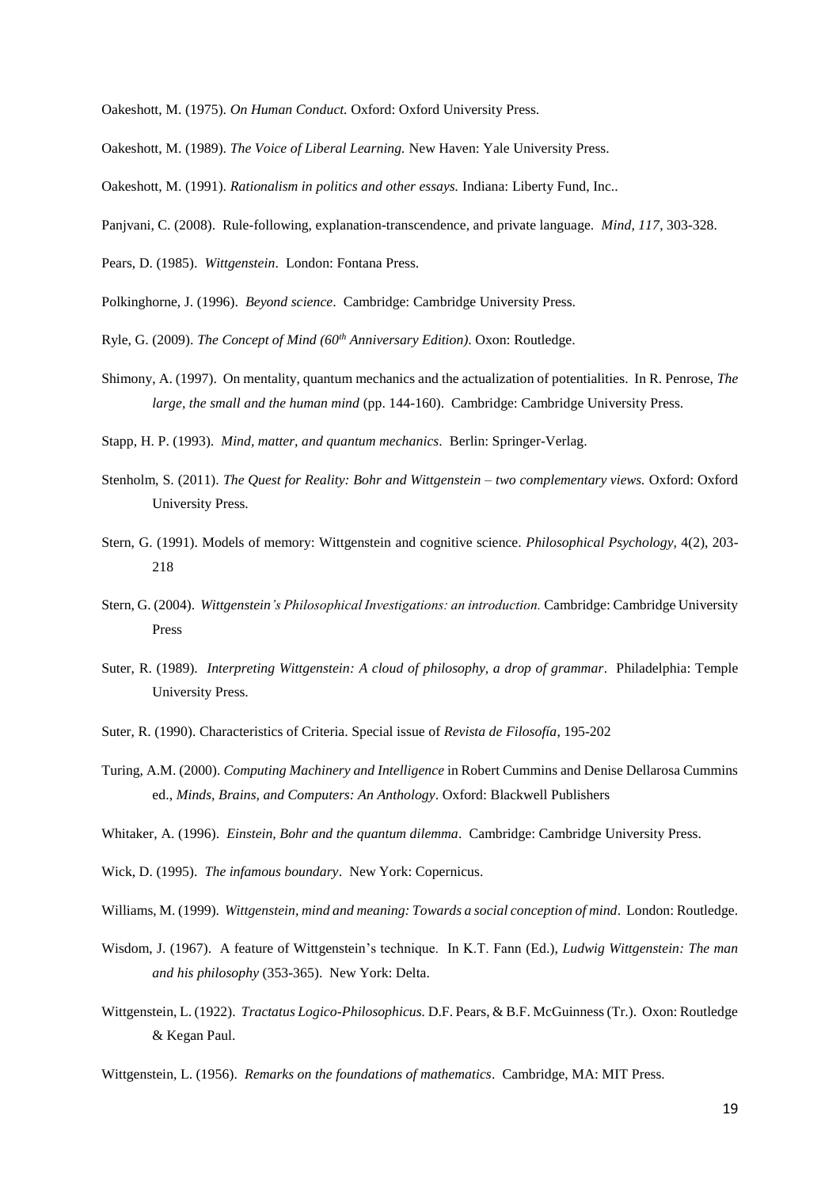Oakeshott, M. (1975). *On Human Conduct.* Oxford: Oxford University Press.

Oakeshott, M. (1989). *The Voice of Liberal Learning.* New Haven: Yale University Press.

Oakeshott, M. (1991). *Rationalism in politics and other essays.* Indiana: Liberty Fund, Inc..

Panjvani, C. (2008). Rule-following, explanation-transcendence, and private language. *Mind, 117*, 303-328.

Pears, D. (1985). *Wittgenstein*. London: Fontana Press.

Polkinghorne, J. (1996). *Beyond science*. Cambridge: Cambridge University Press.

Ryle, G. (2009). *The Concept of Mind (60th Anniversary Edition).* Oxon: Routledge.

Shimony, A. (1997). On mentality, quantum mechanics and the actualization of potentialities. In R. Penrose, *The large, the small and the human mind* (pp. 144-160). Cambridge: Cambridge University Press.

Stapp, H. P. (1993). *Mind, matter, and quantum mechanics*. Berlin: Springer-Verlag.

Stenholm, S. (2011). *The Quest for Reality: Bohr and Wittgenstein – two complementary views.* Oxford: Oxford University Press.

Stern, G. (1991). Models of memory: Wittgenstein and cognitive science. *Philosophical Psychology,* 4(2), 203-218

Stern, G. (2004). *Wittgenstein's Philosophical Investigations: an introduction.* Cambridge: Cambridge University Press

Suter, R. (1989). *Interpreting Wittgenstein: A cloud of philosophy, a drop of grammar*. Philadelphia: Temple University Press.

Suter, R. (1990). Characteristics of Criteria. Special issue of *Revista de Filosofía*, 195-202

Turing, A.M. (2000). *Computing Machinery and Intelligence* in Robert Cummins and Denise Dellarosa Cummins ed., *Minds, Brains, and Computers: An Anthology*. Oxford: Blackwell Publishers

Whitaker, A. (1996). *Einstein, Bohr and the quantum dilemma*. Cambridge: Cambridge University Press.

Wick, D. (1995). *The infamous boundary*. New York: Copernicus.

Williams, M. (1999). *Wittgenstein, mind and meaning: Towards a social conception of mind*. London: Routledge.

Wisdom, J. (1967). A feature of Wittgenstein's technique. In K.T. Fann (Ed.), *Ludwig Wittgenstein: The man and his philosophy* (353-365). New York: Delta.

Wittgenstein, L. (1922). *Tractatus Logico-Philosophicus.* D.F. Pears, & B.F. McGuinness (Tr.). Oxon: Routledge & Kegan Paul.

Wittgenstein, L. (1956). *Remarks on the foundations of mathematics*. Cambridge, MA: MIT Press.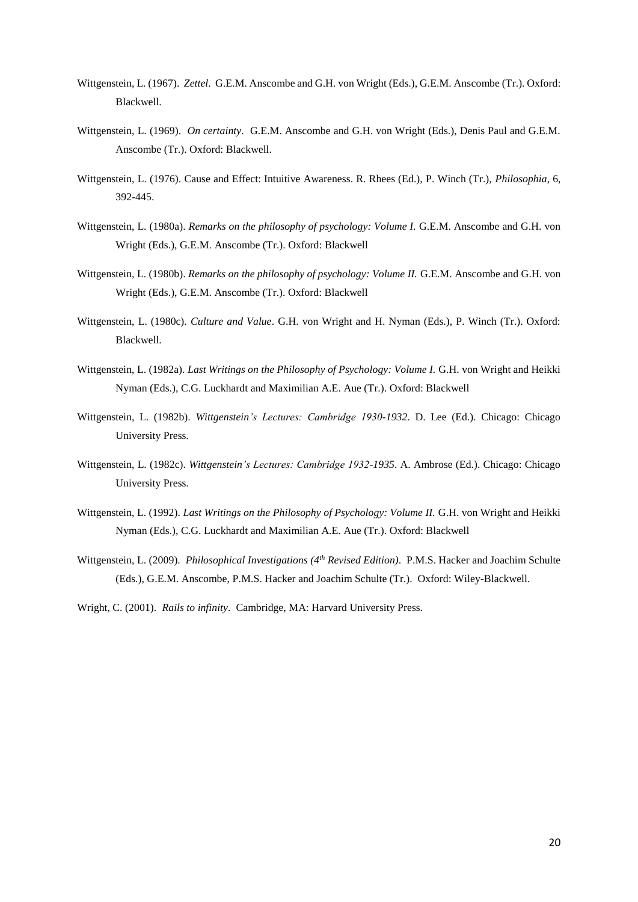Wittgenstein, L. (1967). *Zettel*. G.E.M. Anscombe and G.H. von Wright (Eds.), G.E.M. Anscombe (Tr.). Oxford: Blackwell.

Wittgenstein, L. (1969). *On certainty*. G.E.M. Anscombe and G.H. von Wright (Eds.), Denis Paul and G.E.M. Anscombe (Tr.). Oxford: Blackwell.

Wittgenstein, L. (1976). Cause and Effect: Intuitive Awareness. R. Rhees (Ed.), P. Winch (Tr.), *Philosophia*, 6, 392-445.

Wittgenstein, L. (1980a). *Remarks on the philosophy of psychology: Volume I.* G.E.M. Anscombe and G.H. von Wright (Eds.), G.E.M. Anscombe (Tr.). Oxford: Blackwell

Wittgenstein, L. (1980b). *Remarks on the philosophy of psychology: Volume II.* G.E.M. Anscombe and G.H. von Wright (Eds.), G.E.M. Anscombe (Tr.). Oxford: Blackwell

Wittgenstein, L. (1980c). *Culture and Value*. G.H. von Wright and H. Nyman (Eds.), P. Winch (Tr.). Oxford: Blackwell.

Wittgenstein, L. (1982a). *Last Writings on the Philosophy of Psychology: Volume I.* G.H. von Wright and Heikki Nyman (Eds.), C.G. Luckhardt and Maximilian A.E. Aue (Tr.). Oxford: Blackwell

Wittgenstein, L. (1982b). *Wittgenstein's Lectures: Cambridge 1930-1932*. D. Lee (Ed.). Chicago: Chicago University Press.

Wittgenstein, L. (1982c). *Wittgenstein's Lectures: Cambridge 1932-1935*. A. Ambrose (Ed.). Chicago: Chicago University Press.

Wittgenstein, L. (1992). *Last Writings on the Philosophy of Psychology: Volume II.* G.H. von Wright and Heikki Nyman (Eds.), C.G. Luckhardt and Maximilian A.E. Aue (Tr.). Oxford: Blackwell

Wittgenstein, L. (2009). *Philosophical Investigations (4th Revised Edition)*. P.M.S. Hacker and Joachim Schulte (Eds.), G.E.M. Anscombe, P.M.S. Hacker and Joachim Schulte (Tr.). Oxford: Wiley-Blackwell.

Wright, C. (2001). *Rails to infinity*. Cambridge, MA: Harvard University Press.